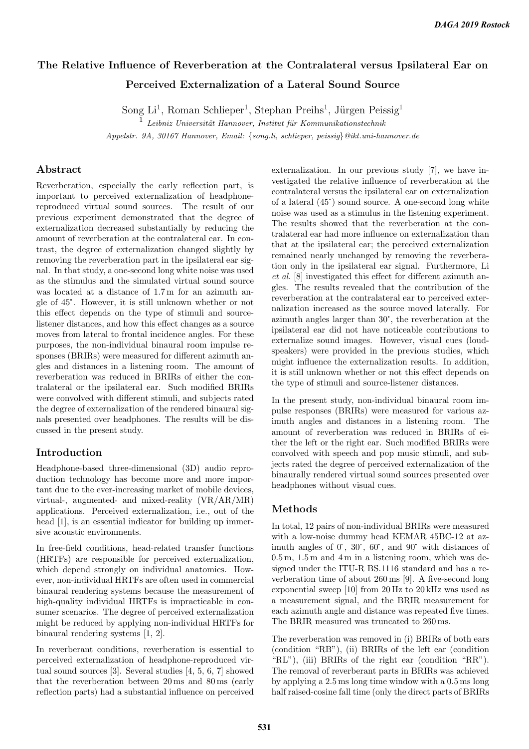# The Relative Influence of Reverberation at the Contralateral versus Ipsilateral Ear on Perceived Externalization of a Lateral Sound Source

Song Li[1], Roman Schlieper[1], Stephan Preihs[1], Jürgen Peissig[1]

[1] *Leibniz Universität Hannover, Institut für Kommunikationstechnik*

*Appelstr. 9A, 30167 Hannover, Email: {song.li, schlieper, peissig}@ikt.uni-hannover.de*

## Abstract

Reverberation, especially the early reflection part, is important to perceived externalization of headphone-reproduced virtual sound sources. The result of our previous experiment demonstrated that the degree of externalization decreased substantially by reducing the amount of reverberation at the contralateral ear. In contrast, the degree of externalization changed slightly by removing the reverberation part in the ipsilateral ear signal. In that study, a one-second long white noise was used as the stimulus and the simulated virtual sound source was located at a distance of 1.7 m for an azimuth angle of 45°. However, it is still unknown whether or not this effect depends on the type of stimuli and source-listener distances, and how this effect changes as a source moves from lateral to frontal incidence angles. For these purposes, the non-individual binaural room impulse responses (BRIRs) were measured for different azimuth angles and distances in a listening room. The amount of reverberation was reduced in BRIRs of either the contralateral or the ipsilateral ear. Such modified BRIRs were convolved with different stimuli, and subjects rated the degree of externalization of the rendered binaural signals presented over headphones. The results will be discussed in the present study.

## Introduction

Headphone-based three-dimensional (3D) audio reproduction technology has become more and more important due to the ever-increasing market of mobile devices, virtual-, augmented- and mixed-reality (VR/AR/MR) applications. Perceived externalization, i.e., out of the head [1], is an essential indicator for building up immersive acoustic environments.

In free-field conditions, head-related transfer functions (HRTFs) are responsible for perceived externalization, which depend strongly on individual anatomies. However, non-individual HRTFs are often used in commercial binaural rendering systems because the measurement of high-quality individual HRTFs is impracticable in consumer scenarios. The degree of perceived externalization might be reduced by applying non-individual HRTFs for binaural rendering systems [1, 2].

In reverberant conditions, reverberation is essential to perceived externalization of headphone-reproduced virtual sound sources [3]. Several studies [4, 5, 6, 7] showed that the reverberation between 20 ms and 80 ms (early reflection parts) had a substantial influence on perceived externalization. In our previous study [7], we have investigated the relative influence of reverberation at the contralateral versus the ipsilateral ear on externalization of a lateral (45°) sound source. A one-second long white noise was used as a stimulus in the listening room. The results showed that the reverberation at the contralateral ear had more influence on externalization than that at the ipsilateral ear; the perceived externalization remained nearly unchanged by removing the reverberation only in the ipsilateral ear signal. Furthermore, Li *et al.* [8] investigated this effect for different azimuth angles. The results revealed that the contribution of the reverberation at the contralateral ear to perceived externalization increased as the source moved laterally. For azimuth angles larger than 30°, the reverberation at the ipsilateral ear did not have noticeable contributions to externalize sound images. However, visual cues (loudspeakers) were provided in the previous studies, which might influence the externalization results. In addition, it is still unknown whether or not this effect depends on the type of stimuli and source-listener distances.

In the present study, non-individual binaural room impulse responses (BRIRs) were measured for various azimuth angles and distances in a listening room. The amount of reverberation was reduced in BRIRs of either the left or the right ear. Such modified BRIRs were convolved with speech and pop music stimuli, and subjects rated the degree of perceived externalization of the binaurally rendered virtual sound sources presented over headphones without visual cues.

## Methods

In total, 12 pairs of non-individual BRIRs were measured with a low-noise dummy head KEMAR 45BC-12 at azimuth angles of 0°, 30°, 60°, and 90° with distances of 0.5 m, 1.5 m and 4 m in a listening room, which was designed under the ITU-R BS.1116 standard and has a reverberation time of about 260 ms [9]. A five-second long exponential sweep [10] from 20 Hz to 20 kHz was used as a measurement signal, and the BRIR measurement for each azimuth angle and distance was repeated five times. The BRIR measured was truncated to 260 ms.

The reverberation was removed in (i) BRIRs of both ears (condition "RB"), (ii) BRIRs of the left ear (condition "RL"), (iii) BRIRs of the right ear (condition "RR"). The removal of reverberant parts in BRIRs was achieved by applying a 2.5 ms long time window with a 0.5 ms long half raised-cosine fall time (only the direct parts of BRIRs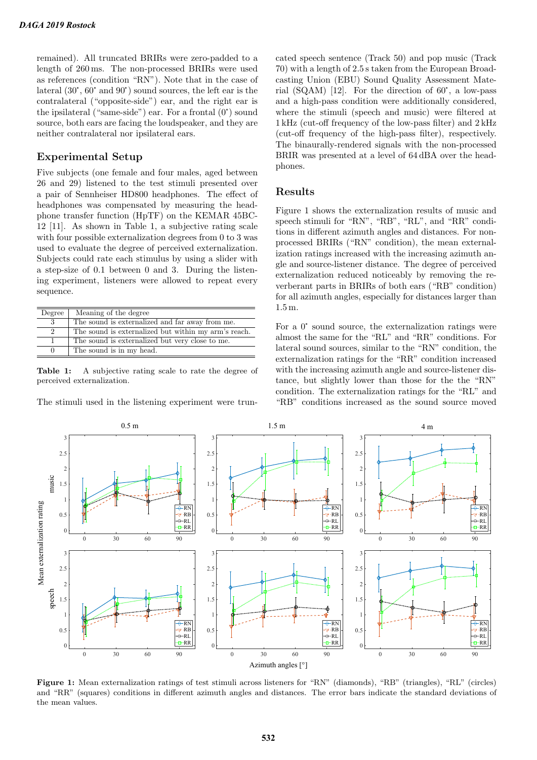remained). All truncated BRIRs were zero-padded to a length of 260 ms. The non-processed BRIRs were used as references (condition "RN"). Note that in the case of lateral (30°, 60° and 90°) sound sources, the left ear is the contralateral ("opposite-side") ear, and the right ear is the ipsilateral ("same-side") ear. For a frontal (0°) sound source, both ears are facing the loudspeaker, and they are neither contralateral nor ipsilateral ears.

## Experimental Setup

Five subjects (one female and four males, aged between 26 and 29) listened to the test stimuli presented over a pair of Sennheiser HD800 headphones. The effect of headphones was compensated by measuring the headphone transfer function (HpTF) on the KEMAR 45BC-12 [11]. As shown in Table 1, a subjective rating scale with four possible externalization degrees from 0 to 3 was used to evaluate the degree of perceived externalization. Subjects could rate each stimulus by using a slider with a step-size of 0.1 between 0 and 3. During the listening experiment, listeners were allowed to repeat every sequence.

| Degree | Meaning of the degree |
|---|---|
| 3 | The sound is externalized and far away from me. |
| 2 | The sound is externalized but within my arm's reach. |
| 1 | The sound is externalized but very close to me. |
| 0 | The sound is in my head. |

**Table 1:** A subjective rating scale to rate the degree of perceived externalization.

The stimuli used in the listening experiment were truncated speech sentence (Track 50) and pop music (Track 70) with a length of 2.5 s taken from the European Broadcasting Union (EBU) Sound Quality Assessment Material (SQAM) [12]. For the direction of 60°, a low-pass and a high-pass condition were additionally considered, where the stimuli (speech and music) were filtered at 1 kHz (cut-off frequency of the low-pass filter) and 2 kHz (cut-off frequency of the high-pass filter), respectively. The binaurally-rendered signals with the non-processed BRIR was presented at a level of 64 dBA over the headphones.

## Results

Figure 1 shows the externalization results of music and speech stimuli for "RN", "RB", "RL", and "RR" conditions in different azimuth angles and distances. For non-processed BRIRs ("RN" condition), the mean externalization ratings increased with the increasing azimuth angle and source-listener distance. The degree of perceived externalization reduced noticeably by removing the reverberant parts in BRIRs of both ears ("RB" condition) for all azimuth angles, especially for distances larger than 1.5 m.

For a 0° sound source, the externalization ratings were almost the same for the "RL" and "RR" conditions. For lateral sound sources, similar to the "RN" condition, the externalization ratings for the "RR" condition increased with the increasing azimuth angle and source-listener distance, but slightly lower than those for the the "RN" condition. The externalization ratings for the "RL" and "RB" conditions increased as the sound source moved

**Figure 1:** Mean externalization ratings of test stimuli across listeners for "RN" (diamonds), "RB" (triangles), "RL" (circles) and "RR" (squares) conditions in different azimuth angles and distances. The error bars indicate the standard deviations of the mean values.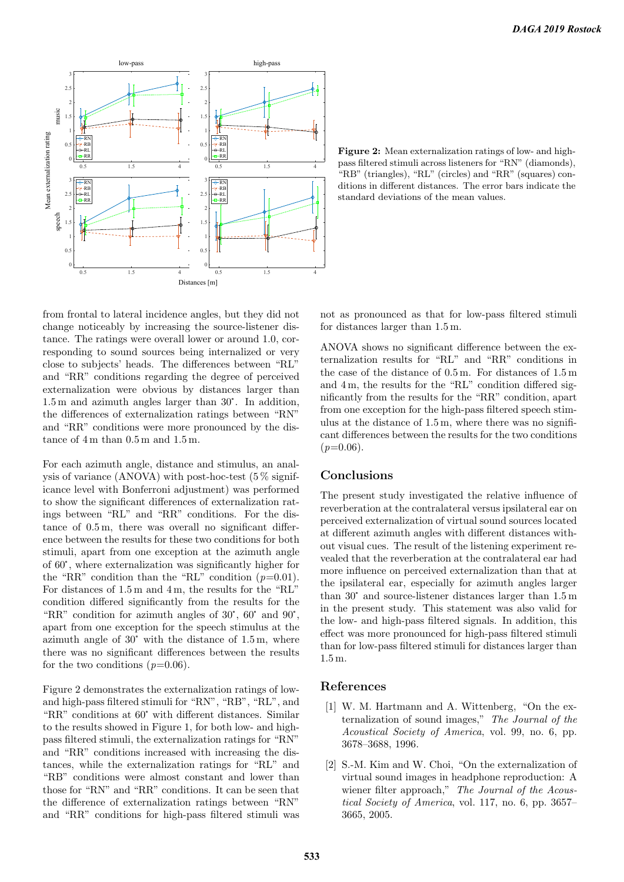Figure 2: Mean externalization ratings of low- and high-pass filtered stimuli across listeners for "RN" (diamonds), "RB" (triangles), "RL" (circles) and "RR" (squares) conditions in different distances. The error bars indicate the standard deviations of the mean values.

from frontal to lateral incidence angles, but they did not change noticeably by increasing the source-listener distance. The ratings were overall lower or around 1.0, corresponding to sound sources being internalized or very close to subjects' heads. The differences between "RL" and "RR" conditions regarding the degree of perceived externalization were obvious by distances larger than 1.5 m and azimuth angles larger than 30°. In addition, the differences of externalization ratings between "RN" and "RR" conditions were more pronounced by the distance of 4 m than 0.5 m and 1.5 m.

For each azimuth angle, distance and stimulus, an analysis of variance (ANOVA) with post-hoc-test (5 % significance level with Bonferroni adjustment) was performed to show the significant differences of externalization ratings between "RL" and "RR" conditions. For the distance of 0.5 m, there was overall no significant difference between the results for these two conditions for both stimuli, apart from one exception at the azimuth angle of 60°, where externalization was significantly higher for the "RR" condition than the "RL" condition ($p$=0.01). For distances of 1.5 m and 4 m, the results for the "RL" condition differed significantly from the results for the "RR" condition for azimuth angles of 30°, 60° and 90°, apart from one exception for the speech stimulus at the azimuth angle of 30° with the distance of 1.5 m, where there was no significant differences between the results for the two conditions ($p$=0.06).

Figure 2 demonstrates the externalization ratings of low- and high-pass filtered stimuli for "RN", "RB", "RL", and "RR" conditions at 60° with different distances. Similar to the results showed in Figure 1, for both low- and high-pass filtered stimuli, the externalization ratings for "RN" and "RR" conditions increased with increasing the distances, while the externalization ratings for "RL" and "RB" conditions were almost constant and lower than those for "RN" and "RR" conditions. It can be seen that the difference of externalization ratings between "RN" and "RR" conditions for high-pass filtered stimuli was not as pronounced as that for low-pass filtered stimuli for distances larger than 1.5 m.

ANOVA shows no significant difference between the externalization results for "RL" and "RR" conditions in the case of the distance of 0.5 m. For distances of 1.5 m and 4 m, the results for the "RL" condition differed significantly from the results for the "RR" condition, apart from one exception for the high-pass filtered speech stimulus at the distance of 1.5 m, where there was no significant differences between the results for the two conditions ($p$=0.06).

## Conclusions

The present study investigated the relative influence of reverberation at the contralateral versus ipsilateral ear on perceived externalization of virtual sound sources located at different azimuth angles with different distances without visual cues. The result of the listening experiment revealed that the reverberation at the contralateral ear had more influence on perceived externalization than that at the ipsilateral ear, especially for azimuth angles larger than 30° and source-listener distances larger than 1.5 m in the present study. This statement was also valid for the low- and high-pass filtered signals. In addition, this effect was more pronounced for high-pass filtered stimuli than for low-pass filtered stimuli for distances larger than 1.5 m.

## References

[1] W. M. Hartmann and A. Wittenberg, "On the externalization of sound images," *The Journal of the Acoustical Society of America*, vol. 99, no. 6, pp. 3678–3688, 1996.

[2] S.-M. Kim and W. Choi, "On the externalization of virtual sound images in headphone reproduction: A wiener filter approach," *The Journal of the Acoustical Society of America*, vol. 117, no. 6, pp. 3657–3665, 2005.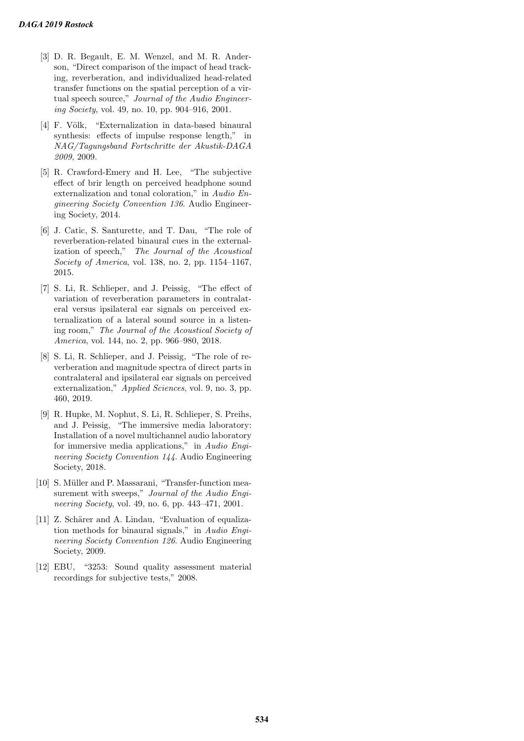[3] D. R. Begault, E. M. Wenzel, and M. R. Anderson, "Direct comparison of the impact of head tracking, reverberation, and individualized head-related transfer functions on the spatial perception of a virtual speech source," *Journal of the Audio Engineering Society*, vol. 49, no. 10, pp. 904–916, 2001.

[4] F. Völk, "Externalization in data-based binaural synthesis: effects of impulse response length," in *NAG/Tagungsband Fortschritte der Akustik-DAGA 2009*, 2009.

[5] R. Crawford-Emery and H. Lee, "The subjective effect of brir length on perceived headphone sound externalization and tonal coloration," in *Audio Engineering Society Convention 136*. Audio Engineering Society, 2014.

[6] J. Catic, S. Santurette, and T. Dau, "The role of reverberation-related binaural cues in the externalization of speech," *The Journal of the Acoustical Society of America*, vol. 138, no. 2, pp. 1154–1167, 2015.

[7] S. Li, R. Schlieper, and J. Peissig, "The effect of variation of reverberation parameters in contralateral versus ipsilateral ear signals on perceived externalization of a lateral sound source in a listening room," *The Journal of the Acoustical Society of America*, vol. 144, no. 2, pp. 966–980, 2018.

[8] S. Li, R. Schlieper, and J. Peissig, "The role of reverberation and magnitude spectra of direct parts in contralateral and ipsilateral ear signals on perceived externalization," *Applied Sciences*, vol. 9, no. 3, pp. 460, 2019.

[9] R. Hupke, M. Nophut, S. Li, R. Schlieper, S. Preihs, and J. Peissig, "The immersive media laboratory: Installation of a novel multichannel audio laboratory for immersive media applications," in *Audio Engineering Society Convention 144*. Audio Engineering Society, 2018.

[10] S. Müller and P. Massarani, "Transfer-function measurement with sweeps," *Journal of the Audio Engineering Society*, vol. 49, no. 6, pp. 443–471, 2001.

[11] Z. Schärer and A. Lindau, "Evaluation of equalization methods for binaural signals," in *Audio Engineering Society Convention 126*. Audio Engineering Society, 2009.

[12] EBU, "3253: Sound quality assessment material recordings for subjective tests," 2008.